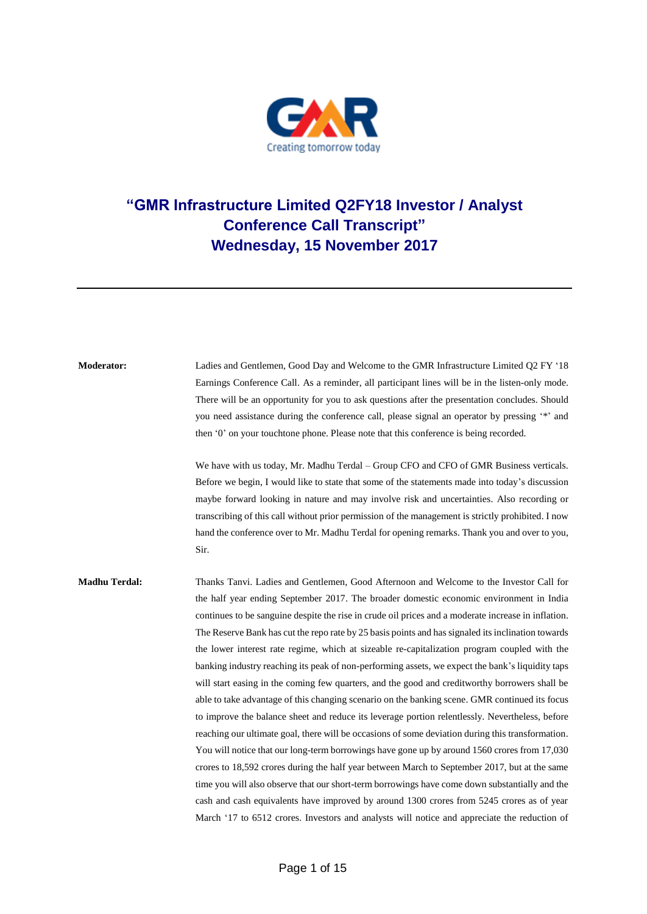# "GMR Infrastructure Limited Q2FY18 Investor / Analyst Conference Call Transcript"
## Wednesday, 15 November 2017

---

**Moderator:** Ladies and Gentlemen, Good Day and Welcome to the GMR Infrastructure Limited Q2 FY '18 Earnings Conference Call. As a reminder, all participant lines will be in the listen-only mode. There will be an opportunity for you to ask questions after the presentation concludes. Should you need assistance during the conference call, please signal an operator by pressing '*' and then '0' on your touchtone phone. Please note that this conference is being recorded.

We have with us today, Mr. Madhu Terdal – Group CFO and CFO of GMR Business verticals. Before we begin, I would like to state that some of the statements made into today's discussion maybe forward looking in nature and may involve risk and uncertainties. Also recording or transcribing of this call without prior permission of the management is strictly prohibited. I now hand the conference over to Mr. Madhu Terdal for opening remarks. Thank you and over to you, Sir.

**Madhu Terdal:** Thanks Tanvi. Ladies and Gentlemen, Good Afternoon and Welcome to the Investor Call for the half year ending September 2017. The broader domestic economic environment in India continues to be sanguine despite the rise in crude oil prices and a moderate increase in inflation. The Reserve Bank has cut the repo rate by 25 basis points and has signaled its inclination towards the lower interest rate regime, which at sizeable re-capitalization program coupled with the banking industry reaching its peak of non-performing assets, we expect the bank's liquidity taps will start easing in the coming few quarters, and the good and creditworthy borrowers shall be able to take advantage of this changing scenario on the banking scene. GMR continued its focus to improve the balance sheet and reduce its leverage portion relentlessly. Nevertheless, before reaching our ultimate goal, there will be occasions of some deviation during this transformation. You will notice that our long-term borrowings have gone up by around 1560 crores from 17,030 crores to 18,592 crores during the half year between March to September 2017, but at the same time you will also observe that our short-term borrowings have come down substantially and the cash and cash equivalents have improved by around 1300 crores from 5245 crores as of year March '17 to 6512 crores. Investors and analysts will notice and appreciate the reduction of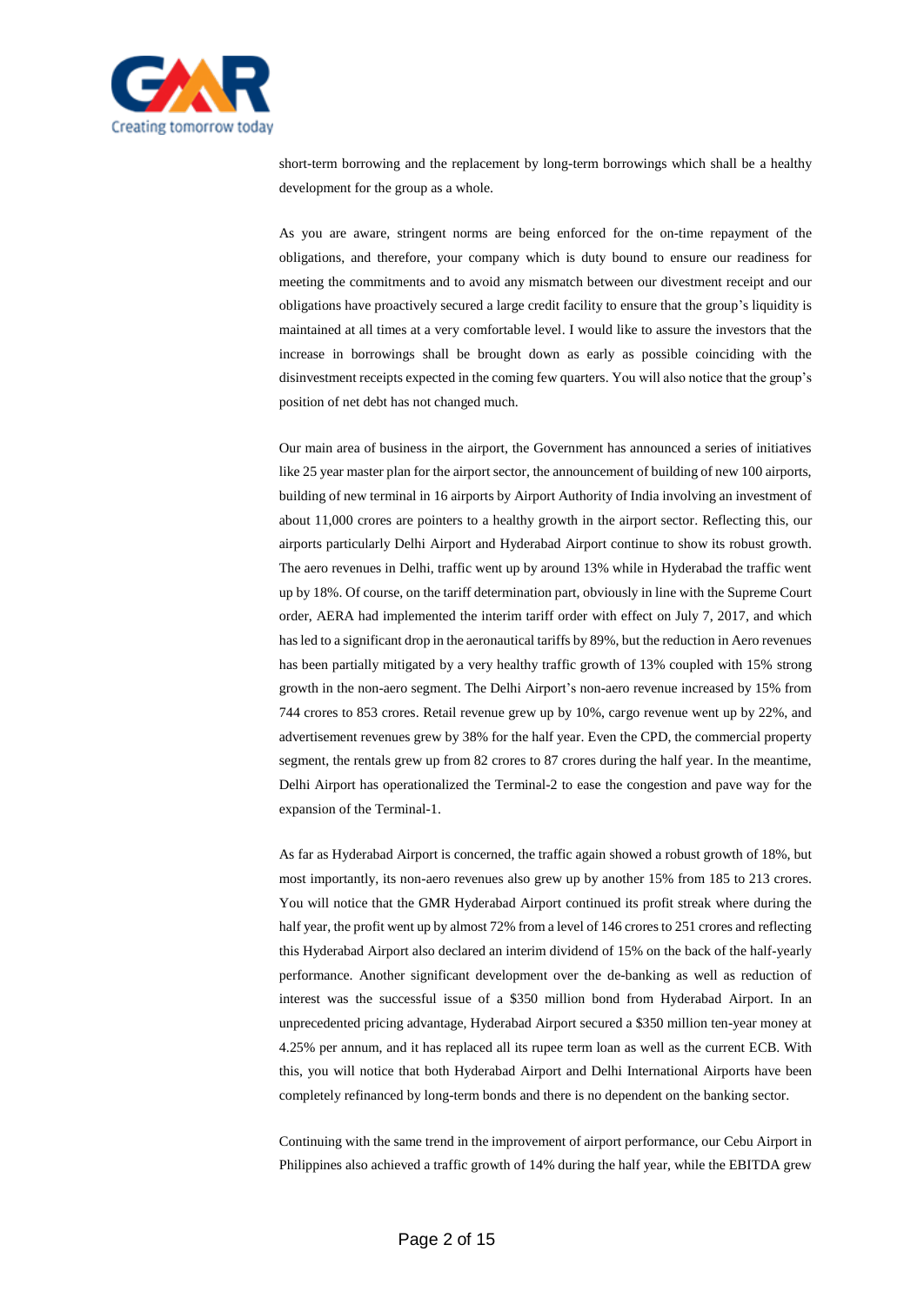short-term borrowing and the replacement by long-term borrowings which shall be a healthy development for the group as a whole.

As you are aware, stringent norms are being enforced for the on-time repayment of the obligations, and therefore, your company which is duty bound to ensure our readiness for meeting the commitments and to avoid any mismatch between our divestment receipt and our obligations have proactively secured a large credit facility to ensure that the group's liquidity is maintained at all times at a very comfortable level. I would like to assure the investors that the increase in borrowings shall be brought down as early as possible coinciding with the disinvestment receipts expected in the coming few quarters. You will also notice that the group's position of net debt has not changed much.

Our main area of business in the airport, the Government has announced a series of initiatives like 25 year master plan for the airport sector, the announcement of building of new 100 airports, building of new terminal in 16 airports by Airport Authority of India involving an investment of about 11,000 crores are pointers to a healthy growth in the airport sector. Reflecting this, our airports particularly Delhi Airport and Hyderabad Airport continue to show its robust growth. The aero revenues in Delhi, traffic went up by around 13% while in Hyderabad the traffic went up by 18%. Of course, on the tariff determination part, obviously in line with the Supreme Court order, AERA had implemented the interim tariff order with effect on July 7, 2017, and which has led to a significant drop in the aeronautical tariffs by 89%, but the reduction in Aero revenues has been partially mitigated by a very healthy traffic growth of 13% coupled with 15% strong growth in the non-aero segment. The Delhi Airport's non-aero revenue increased by 15% from 744 crores to 853 crores. Retail revenue grew up by 10%, cargo revenue went up by 22%, and advertisement revenues grew by 38% for the half year. Even the CPD, the commercial property segment, the rentals grew up from 82 crores to 87 crores during the half year. In the meantime, Delhi Airport has operationalized the Terminal-2 to ease the congestion and pave way for the expansion of the Terminal-1.

As far as Hyderabad Airport is concerned, the traffic again showed a robust growth of 18%, but most importantly, its non-aero revenues also grew up by another 15% from 185 to 213 crores. You will notice that the GMR Hyderabad Airport continued its profit streak where during the half year, the profit went up by almost 72% from a level of 146 crores to 251 crores and reflecting this Hyderabad Airport also declared an interim dividend of 15% on the back of the half-yearly performance. Another significant development over the de-banking as well as reduction of interest was the successful issue of a $350 million bond from Hyderabad Airport. In an unprecedented pricing advantage, Hyderabad Airport secured a $350 million ten-year money at 4.25% per annum, and it has replaced all its rupee term loan as well as the current ECB. With this, you will notice that both Hyderabad Airport and Delhi International Airports have been completely refinanced by long-term bonds and there is no dependent on the banking sector.

Continuing with the same trend in the improvement of airport performance, our Cebu Airport in Philippines also achieved a traffic growth of 14% during the half year, while the EBITDA grew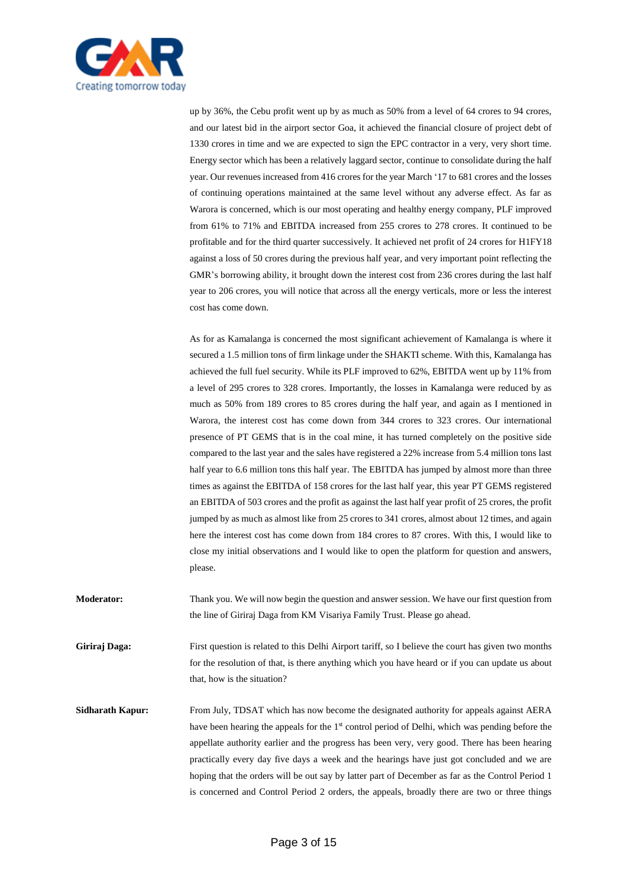up by 36%, the Cebu profit went up by as much as 50% from a level of 64 crores to 94 crores, and our latest bid in the airport sector Goa, it achieved the financial closure of project debt of 1330 crores in time and we are expected to sign the EPC contractor in a very, very short time. Energy sector which has been a relatively laggard sector, continue to consolidate during the half year. Our revenues increased from 416 crores for the year March '17 to 681 crores and the losses of continuing operations maintained at the same level without any adverse effect. As far as Warora is concerned, which is our most operating and healthy energy company, PLF improved from 61% to 71% and EBITDA increased from 255 crores to 278 crores. It continued to be profitable and for the third quarter successively. It achieved net profit of 24 crores for H1FY18 against a loss of 50 crores during the previous half year, and very important point reflecting the GMR's borrowing ability, it brought down the interest cost from 236 crores during the last half year to 206 crores, you will notice that across all the energy verticals, more or less the interest cost has come down.

As for as Kamalanga is concerned the most significant achievement of Kamalanga is where it secured a 1.5 million tons of firm linkage under the SHAKTI scheme. With this, Kamalanga has achieved the full fuel security. While its PLF improved to 62%, EBITDA went up by 11% from a level of 295 crores to 328 crores. Importantly, the losses in Kamalanga were reduced by as much as 50% from 189 crores to 85 crores during the half year, and again as I mentioned in Warora, the interest cost has come down from 344 crores to 323 crores. Our international presence of PT GEMS that is in the coal mine, it has turned completely on the positive side compared to the last year and the sales have registered a 22% increase from 5.4 million tons last half year to 6.6 million tons this half year. The EBITDA has jumped by almost more than three times as against the EBITDA of 158 crores for the last half year, this year PT GEMS registered an EBITDA of 503 crores and the profit as against the last half year profit of 25 crores, the profit jumped by as much as almost like from 25 crores to 341 crores, almost about 12 times, and again here the interest cost has come down from 184 crores to 87 crores. With this, I would like to close my initial observations and I would like to open the platform for question and answers, please.

**Moderator:** Thank you. We will now begin the question and answer session. We have our first question from the line of Giriraj Daga from KM Visariya Family Trust. Please go ahead.

**Giriraj Daga:** First question is related to this Delhi Airport tariff, so I believe the court has given two months for the resolution of that, is there anything which you have heard or if you can update us about that, how is the situation?

**Sidharath Kapur:** From July, TDSAT which has now become the designated authority for appeals against AERA have been hearing the appeals for the 1st control period of Delhi, which was pending before the appellate authority earlier and the progress has been very, very good. There has been hearing practically every day five days a week and the hearings have just got concluded and we are hoping that the orders will be out say by latter part of December as far as the Control Period 1 is concerned and Control Period 2 orders, the appeals, broadly there are two or three things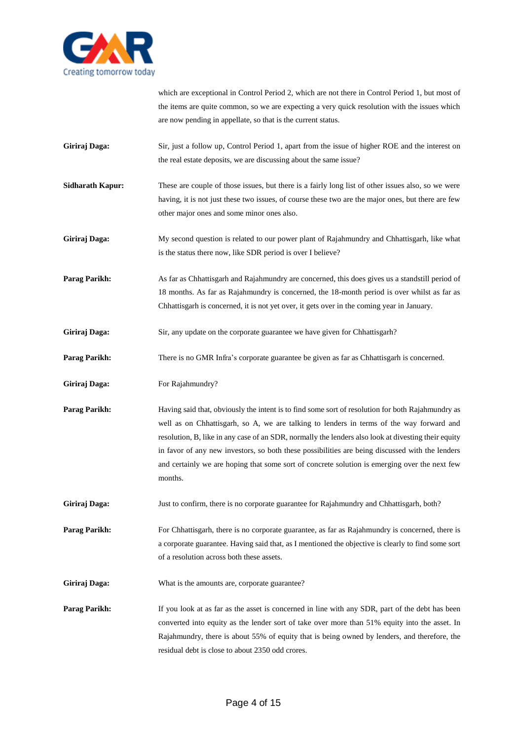which are exceptional in Control Period 2, which are not there in Control Period 1, but most of the items are quite common, so we are expecting a very quick resolution with the issues which are now pending in appellate, so that is the current status.

**Giriraj Daga:** Sir, just a follow up, Control Period 1, apart from the issue of higher ROE and the interest on the real estate deposits, we are discussing about the same issue?

**Sidharath Kapur:** These are couple of those issues, but there is a fairly long list of other issues also, so we were having, it is not just these two issues, of course these two are the major ones, but there are few other major ones and some minor ones also.

**Giriraj Daga:** My second question is related to our power plant of Rajahmundry and Chhattisgarh, like what is the status there now, like SDR period is over I believe?

**Parag Parikh:** As far as Chhattisgarh and Rajahmundry are concerned, this does gives us a standstill period of 18 months. As far as Rajahmundry is concerned, the 18-month period is over whilst as far as Chhattisgarh is concerned, it is not yet over, it gets over in the coming year in January.

**Giriraj Daga:** Sir, any update on the corporate guarantee we have given for Chhattisgarh?

**Parag Parikh:** There is no GMR Infra's corporate guarantee be given as far as Chhattisgarh is concerned.

**Giriraj Daga:** For Rajahmundry?

**Parag Parikh:** Having said that, obviously the intent is to find some sort of resolution for both Rajahmundry as well as on Chhattisgarh, so A, we are talking to lenders in terms of the way forward and resolution, B, like in any case of an SDR, normally the lenders also look at divesting their equity in favor of any new investors, so both these possibilities are being discussed with the lenders and certainly we are hoping that some sort of concrete solution is emerging over the next few months.

**Giriraj Daga:** Just to confirm, there is no corporate guarantee for Rajahmundry and Chhattisgarh, both?

**Parag Parikh:** For Chhattisgarh, there is no corporate guarantee, as far as Rajahmundry is concerned, there is a corporate guarantee. Having said that, as I mentioned the objective is clearly to find some sort of a resolution across both these assets.

**Giriraj Daga:** What is the amounts are, corporate guarantee?

**Parag Parikh:** If you look at as far as the asset is concerned in line with any SDR, part of the debt has been converted into equity as the lender sort of take over more than 51% equity into the asset. In Rajahmundry, there is about 55% of equity that is being owned by lenders, and therefore, the residual debt is close to about 2350 odd crores.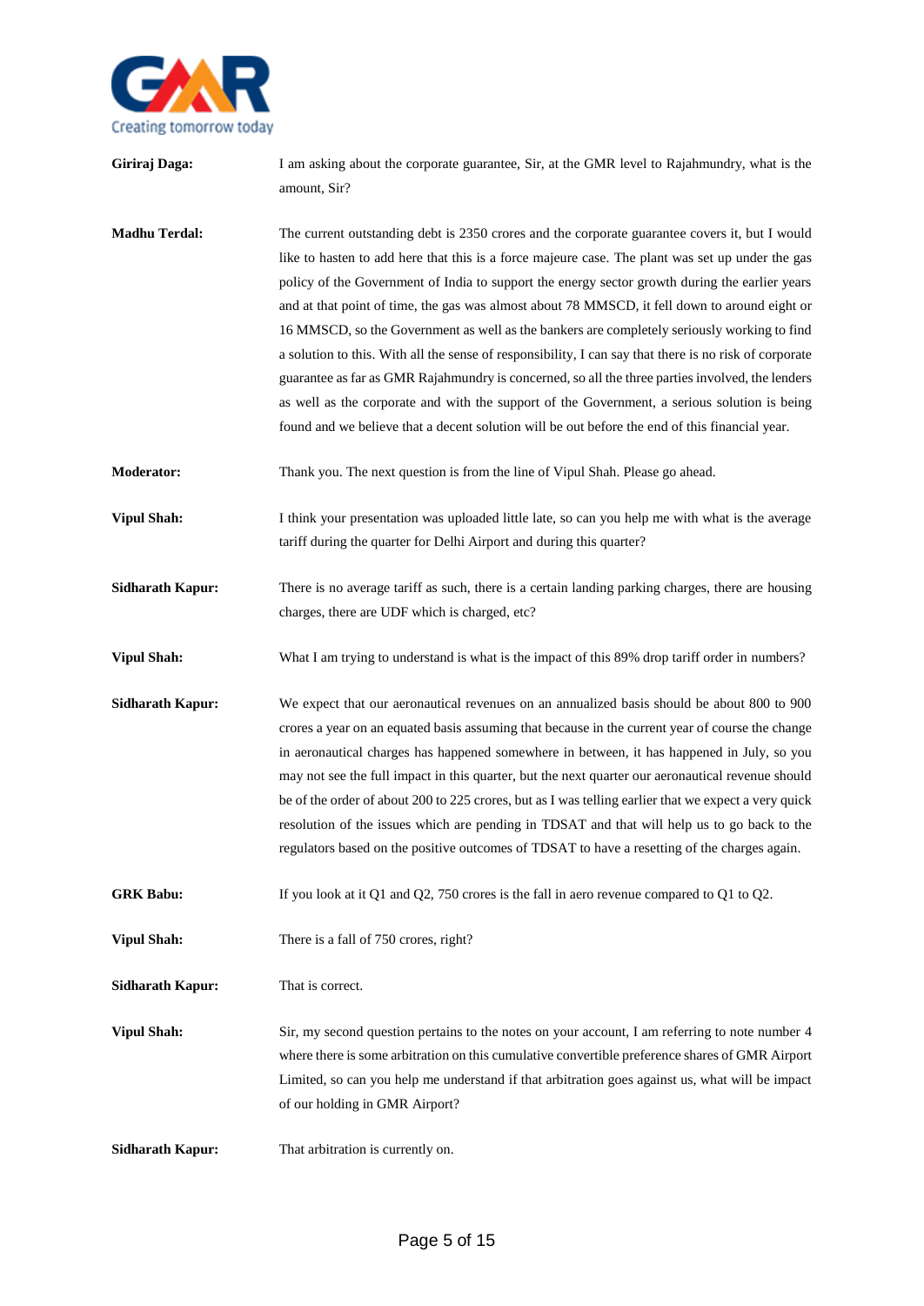**Giriraj Daga:** I am asking about the corporate guarantee, Sir, at the GMR level to Rajahmundry, what is the amount, Sir?

**Madhu Terdal:** The current outstanding debt is 2350 crores and the corporate guarantee covers it, but I would like to hasten to add here that this is a force majeure case. The plant was set up under the gas policy of the Government of India to support the energy sector growth during the earlier years and at that point of time, the gas was almost about 78 MMSCD, it fell down to around eight or 16 MMSCD, so the Government as well as the bankers are completely seriously working to find a solution to this. With all the sense of responsibility, I can say that there is no risk of corporate guarantee as far as GMR Rajahmundry is concerned, so all the three parties involved, the lenders as well as the corporate and with the support of the Government, a serious solution is being found and we believe that a decent solution will be out before the end of this financial year.

**Moderator:** Thank you. The next question is from the line of Vipul Shah. Please go ahead.

**Vipul Shah:** I think your presentation was uploaded little late, so can you help me with what is the average tariff during the quarter for Delhi Airport and during this quarter?

**Sidharath Kapur:** There is no average tariff as such, there is a certain landing parking charges, there are housing charges, there are UDF which is charged, etc?

**Vipul Shah:** What I am trying to understand is what is the impact of this 89% drop tariff order in numbers?

**Sidharath Kapur:** We expect that our aeronautical revenues on an annualized basis should be about 800 to 900 crores a year on an equated basis assuming that because in the current year of course the change in aeronautical charges has happened somewhere in between, it has happened in July, so you may not see the full impact in this quarter, but the next quarter our aeronautical revenue should be of the order of about 200 to 225 crores, but as I was telling earlier that we expect a very quick resolution of the issues which are pending in TDSAT and that will help us to go back to the regulators based on the positive outcomes of TDSAT to have a resetting of the charges again.

**GRK Babu:** If you look at it Q1 and Q2, 750 crores is the fall in aero revenue compared to Q1 to Q2.

**Vipul Shah:** There is a fall of 750 crores, right?

**Sidharath Kapur:** That is correct.

**Vipul Shah:** Sir, my second question pertains to the notes on your account, I am referring to note number 4 where there is some arbitration on this cumulative convertible preference shares of GMR Airport Limited, so can you help me understand if that arbitration goes against us, what will be impact of our holding in GMR Airport?

**Sidharath Kapur:** That arbitration is currently on.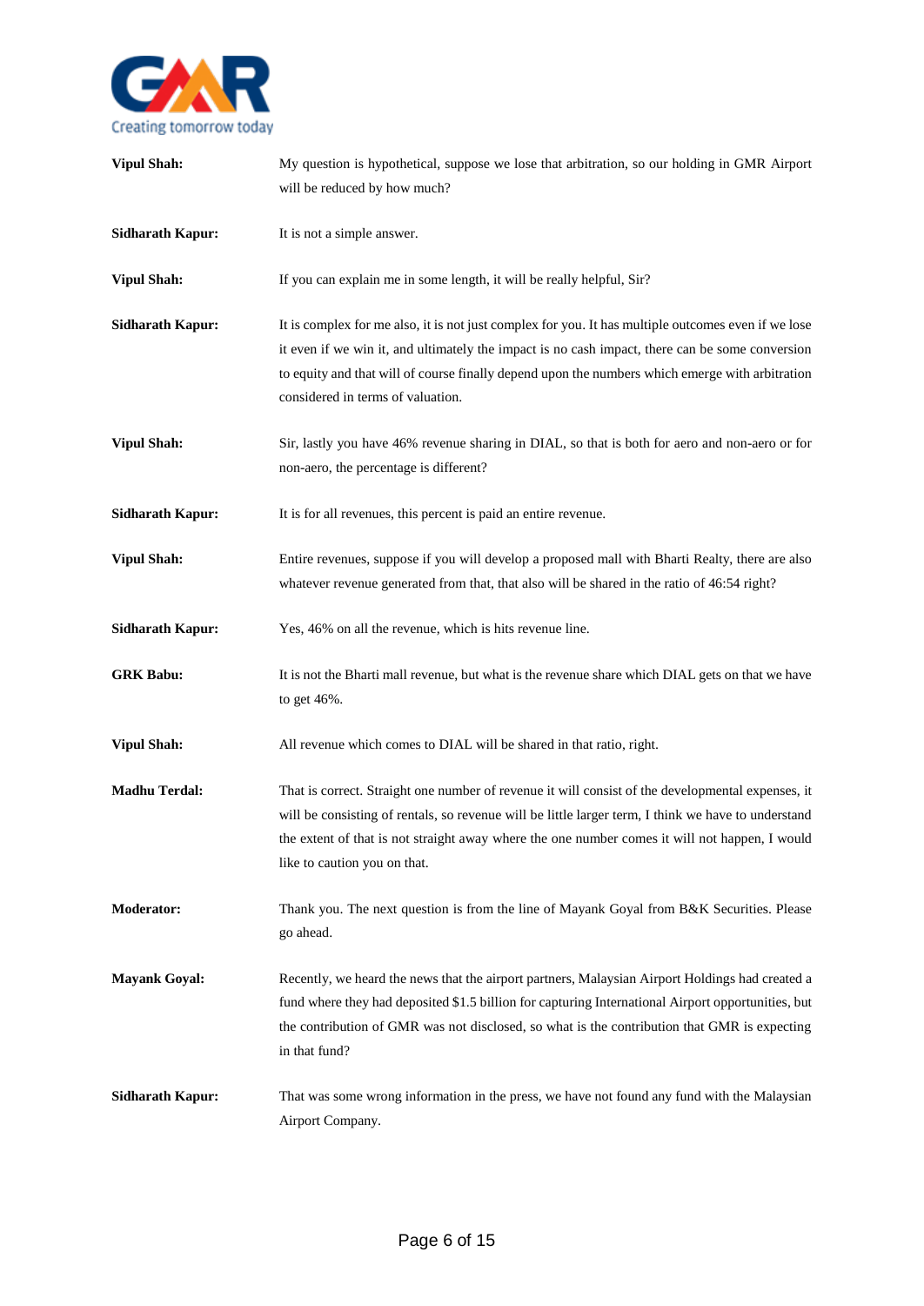**Vipul Shah:** My question is hypothetical, suppose we lose that arbitration, so our holding in GMR Airport will be reduced by how much?

**Sidharath Kapur:** It is not a simple answer.

**Vipul Shah:** If you can explain me in some length, it will be really helpful, Sir?

**Sidharath Kapur:** It is complex for me also, it is not just complex for you. It has multiple outcomes even if we lose it even if we win it, and ultimately the impact is no cash impact, there can be some conversion to equity and that will of course finally depend upon the numbers which emerge with arbitration considered in terms of valuation.

**Vipul Shah:** Sir, lastly you have 46% revenue sharing in DIAL, so that is both for aero and non-aero or for non-aero, the percentage is different?

**Sidharath Kapur:** It is for all revenues, this percent is paid an entire revenue.

**Vipul Shah:** Entire revenues, suppose if you will develop a proposed mall with Bharti Realty, there are also whatever revenue generated from that, that also will be shared in the ratio of 46:54 right?

**Sidharath Kapur:** Yes, 46% on all the revenue, which is hits revenue line.

**GRK Babu:** It is not the Bharti mall revenue, but what is the revenue share which DIAL gets on that we have to get 46%.

**Vipul Shah:** All revenue which comes to DIAL will be shared in that ratio, right.

**Madhu Terdal:** That is correct. Straight one number of revenue it will consist of the developmental expenses, it will be consisting of rentals, so revenue will be little larger term, I think we have to understand the extent of that is not straight away where the one number comes it will not happen, I would like to caution you on that.

**Moderator:** Thank you. The next question is from the line of Mayank Goyal from B&K Securities. Please go ahead.

**Mayank Goyal:** Recently, we heard the news that the airport partners, Malaysian Airport Holdings had created a fund where they had deposited $1.5 billion for capturing International Airport opportunities, but the contribution of GMR was not disclosed, so what is the contribution that GMR is expecting in that fund?

**Sidharath Kapur:** That was some wrong information in the press, we have not found any fund with the Malaysian Airport Company.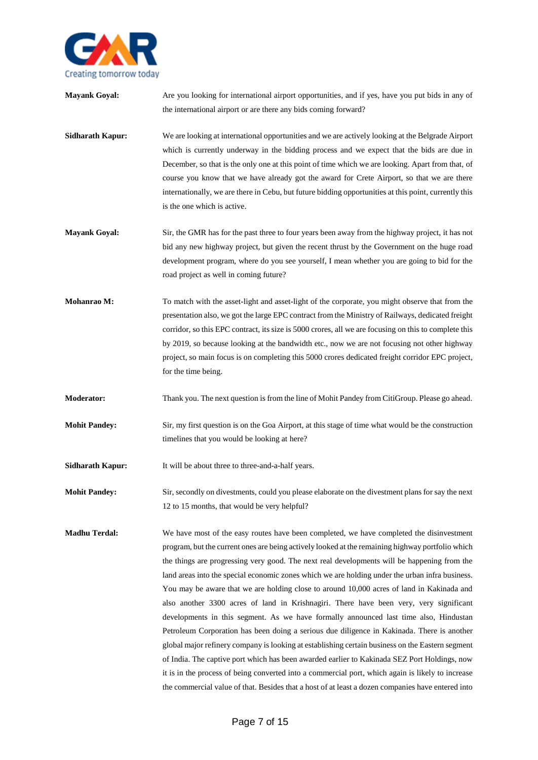**Mayank Goyal:** Are you looking for international airport opportunities, and if yes, have you put bids in any of the international airport or are there any bids coming forward?

**Sidharath Kapur:** We are looking at international opportunities and we are actively looking at the Belgrade Airport which is currently underway in the bidding process and we expect that the bids are due in December, so that is the only one at this point of time which we are looking. Apart from that, of course you know that we have already got the award for Crete Airport, so that we are there internationally, we are there in Cebu, but future bidding opportunities at this point, currently this is the one which is active.

**Mayank Goyal:** Sir, the GMR has for the past three to four years been away from the highway project, it has not bid any new highway project, but given the recent thrust by the Government on the huge road development program, where do you see yourself, I mean whether you are going to bid for the road project as well in coming future?

**Mohanrao M:** To match with the asset-light and asset-light of the corporate, you might observe that from the presentation also, we got the large EPC contract from the Ministry of Railways, dedicated freight corridor, so this EPC contract, its size is 5000 crores, all we are focusing on this to complete this by 2019, so because looking at the bandwidth etc., now we are not focusing not other highway project, so main focus is on completing this 5000 crores dedicated freight corridor EPC project, for the time being.

**Moderator:** Thank you. The next question is from the line of Mohit Pandey from CitiGroup. Please go ahead.

**Mohit Pandey:** Sir, my first question is on the Goa Airport, at this stage of time what would be the construction timelines that you would be looking at here?

**Sidharath Kapur:** It will be about three to three-and-a-half years.

**Mohit Pandey:** Sir, secondly on divestments, could you please elaborate on the divestment plans for say the next 12 to 15 months, that would be very helpful?

**Madhu Terdal:** We have most of the easy routes have been completed, we have completed the disinvestment program, but the current ones are being actively looked at the remaining highway portfolio which the things are progressing very good. The next real developments will be happening from the land areas into the special economic zones which we are holding under the urban infra business. You may be aware that we are holding close to around 10,000 acres of land in Kakinada and also another 3300 acres of land in Krishnagiri. There have been very, very significant developments in this segment. As we have formally announced last time also, Hindustan Petroleum Corporation has been doing a serious due diligence in Kakinada. There is another global major refinery company is looking at establishing certain business on the Eastern segment of India. The captive port which has been awarded earlier to Kakinada SEZ Port Holdings, now it is in the process of being converted into a commercial port, which again is likely to increase the commercial value of that. Besides that a host of at least a dozen companies have entered into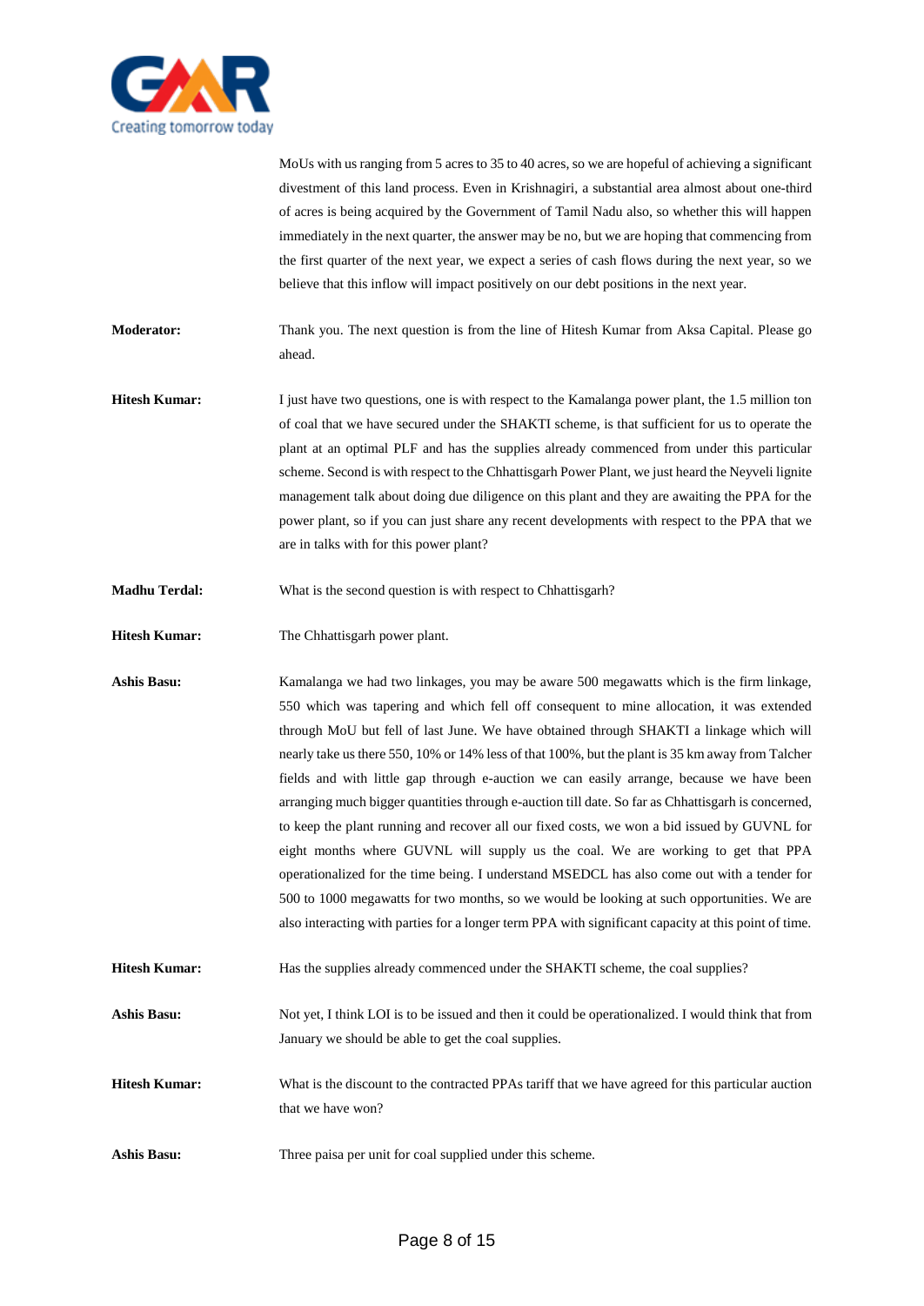MoUs with us ranging from 5 acres to 35 to 40 acres, so we are hopeful of achieving a significant divestment of this land process. Even in Krishnagiri, a substantial area almost about one-third of acres is being acquired by the Government of Tamil Nadu also, so whether this will happen immediately in the next quarter, the answer may be no, but we are hoping that commencing from the first quarter of the next year, we expect a series of cash flows during the next year, so we believe that this inflow will impact positively on our debt positions in the next year.

**Moderator:** Thank you. The next question is from the line of Hitesh Kumar from Aksa Capital. Please go ahead.

**Hitesh Kumar:** I just have two questions, one is with respect to the Kamalanga power plant, the 1.5 million ton of coal that we have secured under the SHAKTI scheme, is that sufficient for us to operate the plant at an optimal PLF and has the supplies already commenced from under this particular scheme. Second is with respect to the Chhattisgarh Power Plant, we just heard the Neyveli lignite management talk about doing due diligence on this plant and they are awaiting the PPA for the power plant, so if you can just share any recent developments with respect to the PPA that we are in talks with for this power plant?

**Madhu Terdal:** What is the second question is with respect to Chhattisgarh?

**Hitesh Kumar:** The Chhattisgarh power plant.

**Ashis Basu:** Kamalanga we had two linkages, you may be aware 500 megawatts which is the firm linkage, 550 which was tapering and which fell off consequent to mine allocation, it was extended through MoU but fell of last June. We have obtained through SHAKTI a linkage which will nearly take us there 550, 10% or 14% less of that 100%, but the plant is 35 km away from Talcher fields and with little gap through e-auction we can easily arrange, because we have been arranging much bigger quantities through e-auction till date. So far as Chhattisgarh is concerned, to keep the plant running and recover all our fixed costs, we won a bid issued by GUVNL for eight months where GUVNL will supply us the coal. We are working to get that PPA operationalized for the time being. I understand MSEDCL has also come out with a tender for 500 to 1000 megawatts for two months, so we would be looking at such opportunities. We are also interacting with parties for a longer term PPA with significant capacity at this point of time.

**Hitesh Kumar:** Has the supplies already commenced under the SHAKTI scheme, the coal supplies?

**Ashis Basu:** Not yet, I think LOI is to be issued and then it could be operationalized. I would think that from January we should be able to get the coal supplies.

**Hitesh Kumar:** What is the discount to the contracted PPAs tariff that we have agreed for this particular auction that we have won?

**Ashis Basu:** Three paisa per unit for coal supplied under this scheme.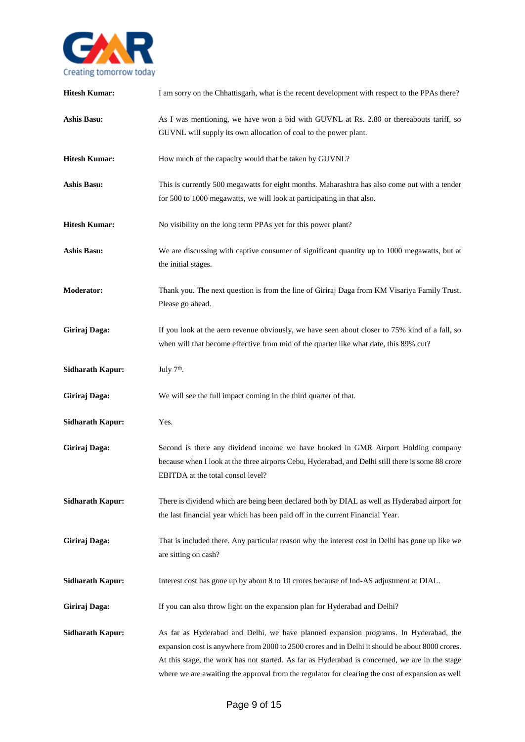**Hitesh Kumar:** I am sorry on the Chhattisgarh, what is the recent development with respect to the PPAs there?

**Ashis Basu:** As I was mentioning, we have won a bid with GUVNL at Rs. 2.80 or thereabouts tariff, so GUVNL will supply its own allocation of coal to the power plant.

**Hitesh Kumar:** How much of the capacity would that be taken by GUVNL?

**Ashis Basu:** This is currently 500 megawatts for eight months. Maharashtra has also come out with a tender for 500 to 1000 megawatts, we will look at participating in that also.

**Hitesh Kumar:** No visibility on the long term PPAs yet for this power plant?

**Ashis Basu:** We are discussing with captive consumer of significant quantity up to 1000 megawatts, but at the initial stages.

**Moderator:** Thank you. The next question is from the line of Giriraj Daga from KM Visariya Family Trust. Please go ahead.

**Giriraj Daga:** If you look at the aero revenue obviously, we have seen about closer to 75% kind of a fall, so when will that become effective from mid of the quarter like what date, this 89% cut?

**Sidharath Kapur:** July 7th.

**Giriraj Daga:** We will see the full impact coming in the third quarter of that.

**Sidharath Kapur:** Yes.

**Giriraj Daga:** Second is there any dividend income we have booked in GMR Airport Holding company because when I look at the three airports Cebu, Hyderabad, and Delhi still there is some 88 crore EBITDA at the total consol level?

**Sidharath Kapur:** There is dividend which are being been declared both by DIAL as well as Hyderabad airport for the last financial year which has been paid off in the current Financial Year.

**Giriraj Daga:** That is included there. Any particular reason why the interest cost in Delhi has gone up like we are sitting on cash?

**Sidharath Kapur:** Interest cost has gone up by about 8 to 10 crores because of Ind-AS adjustment at DIAL.

**Giriraj Daga:** If you can also throw light on the expansion plan for Hyderabad and Delhi?

**Sidharath Kapur:** As far as Hyderabad and Delhi, we have planned expansion programs. In Hyderabad, the expansion cost is anywhere from 2000 to 2500 crores and in Delhi it should be about 8000 crores. At this stage, the work has not started. As far as Hyderabad is concerned, we are in the stage where we are awaiting the approval from the regulator for clearing the cost of expansion as well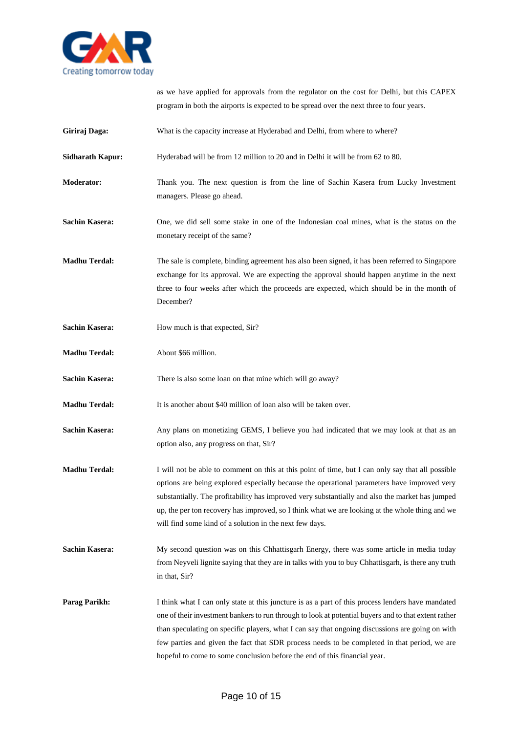as we have applied for approvals from the regulator on the cost for Delhi, but this CAPEX program in both the airports is expected to be spread over the next three to four years.

**Giriraj Daga:** What is the capacity increase at Hyderabad and Delhi, from where to where?

**Sidharath Kapur:** Hyderabad will be from 12 million to 20 and in Delhi it will be from 62 to 80.

**Moderator:** Thank you. The next question is from the line of Sachin Kasera from Lucky Investment managers. Please go ahead.

**Sachin Kasera:** One, we did sell some stake in one of the Indonesian coal mines, what is the status on the monetary receipt of the same?

**Madhu Terdal:** The sale is complete, binding agreement has also been signed, it has been referred to Singapore exchange for its approval. We are expecting the approval should happen anytime in the next three to four weeks after which the proceeds are expected, which should be in the month of December?

**Sachin Kasera:** How much is that expected, Sir?

**Madhu Terdal:** About $66 million.

**Sachin Kasera:** There is also some loan on that mine which will go away?

**Madhu Terdal:** It is another about $40 million of loan also will be taken over.

**Sachin Kasera:** Any plans on monetizing GEMS, I believe you had indicated that we may look at that as an option also, any progress on that, Sir?

**Madhu Terdal:** I will not be able to comment on this at this point of time, but I can only say that all possible options are being explored especially because the operational parameters have improved very substantially. The profitability has improved very substantially and also the market has jumped up, the per ton recovery has improved, so I think what we are looking at the whole thing and we will find some kind of a solution in the next few days.

**Sachin Kasera:** My second question was on this Chhattisgarh Energy, there was some article in media today from Neyveli lignite saying that they are in talks with you to buy Chhattisgarh, is there any truth in that, Sir?

**Parag Parikh:** I think what I can only state at this juncture is as a part of this process lenders have mandated one of their investment bankers to run through to look at potential buyers and to that extent rather than speculating on specific players, what I can say that ongoing discussions are going on with few parties and given the fact that SDR process needs to be completed in that period, we are hopeful to come to some conclusion before the end of this financial year.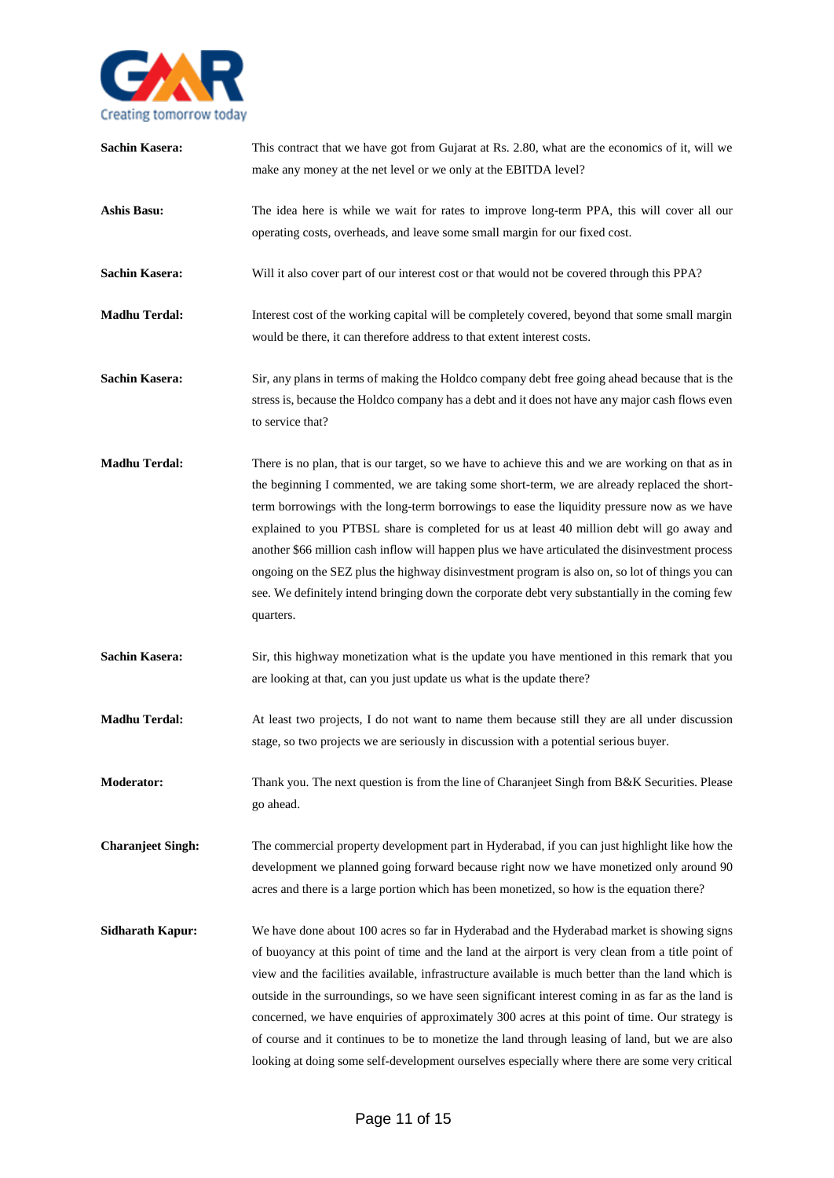**Sachin Kasera:** This contract that we have got from Gujarat at Rs. 2.80, what are the economics of it, will we make any money at the net level or we only at the EBITDA level?

**Ashis Basu:** The idea here is while we wait for rates to improve long-term PPA, this will cover all our operating costs, overheads, and leave some small margin for our fixed cost.

**Sachin Kasera:** Will it also cover part of our interest cost or that would not be covered through this PPA?

**Madhu Terdal:** Interest cost of the working capital will be completely covered, beyond that some small margin would be there, it can therefore address to that extent interest costs.

**Sachin Kasera:** Sir, any plans in terms of making the Holdco company debt free going ahead because that is the stress is, because the Holdco company has a debt and it does not have any major cash flows even to service that?

**Madhu Terdal:** There is no plan, that is our target, so we have to achieve this and we are working on that as in the beginning I commented, we are taking some short-term, we are already replaced the short-term borrowings with the long-term borrowings to ease the liquidity pressure now as we have explained to you PTBSL share is completed for us at least 40 million debt will go away and another $66 million cash inflow will happen plus we have articulated the disinvestment process ongoing on the SEZ plus the highway disinvestment program is also on, so lot of things you can see. We definitely intend bringing down the corporate debt very substantially in the coming few quarters.

**Sachin Kasera:** Sir, this highway monetization what is the update you have mentioned in this remark that you are looking at that, can you just update us what is the update there?

**Madhu Terdal:** At least two projects, I do not want to name them because still they are all under discussion stage, so two projects we are seriously in discussion with a potential serious buyer.

**Moderator:** Thank you. The next question is from the line of Charanjeet Singh from B&K Securities. Please go ahead.

**Charanjeet Singh:** The commercial property development part in Hyderabad, if you can just highlight like how the development we planned going forward because right now we have monetized only around 90 acres and there is a large portion which has been monetized, so how is the equation there?

**Sidharath Kapur:** We have done about 100 acres so far in Hyderabad and the Hyderabad market is showing signs of buoyancy at this point of time and the land at the airport is very clean from a title point of view and the facilities available, infrastructure available is much better than the land which is outside in the surroundings, so we have seen significant interest coming in as far as the land is concerned, we have enquiries of approximately 300 acres at this point of time. Our strategy is of course and it continues to be to monetize the land through leasing of land, but we are also looking at doing some self-development ourselves especially where there are some very critical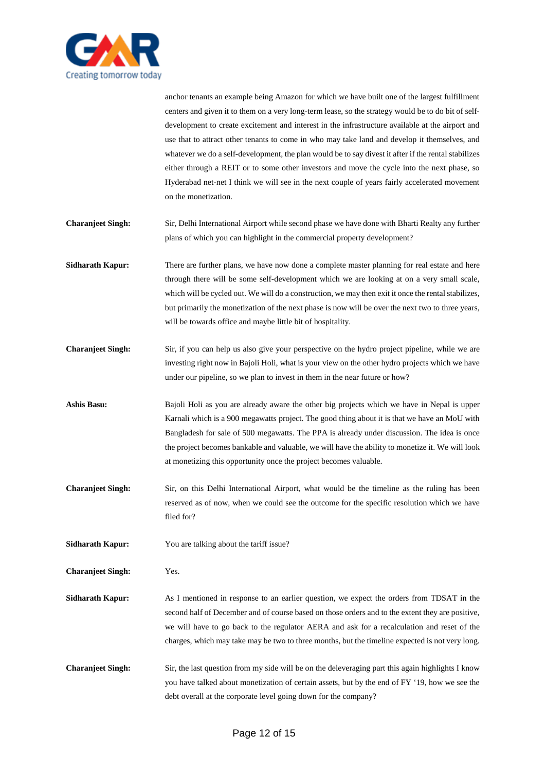anchor tenants an example being Amazon for which we have built one of the largest fulfillment centers and given it to them on a very long-term lease, so the strategy would be to do bit of self-development to create excitement and interest in the infrastructure available at the airport and use that to attract other tenants to come in who may take land and develop it themselves, and whatever we do a self-development, the plan would be to say divest it after if the rental stabilizes either through a REIT or to some other investors and move the cycle into the next phase, so Hyderabad net-net I think we will see in the next couple of years fairly accelerated movement on the monetization.

**Charanjeet Singh:** Sir, Delhi International Airport while second phase we have done with Bharti Realty any further plans of which you can highlight in the commercial property development?

**Sidharath Kapur:** There are further plans, we have now done a complete master planning for real estate and here through there will be some self-development which we are looking at on a very small scale, which will be cycled out. We will do a construction, we may then exit it once the rental stabilizes, but primarily the monetization of the next phase is now will be over the next two to three years, will be towards office and maybe little bit of hospitality.

**Charanjeet Singh:** Sir, if you can help us also give your perspective on the hydro project pipeline, while we are investing right now in Bajoli Holi, what is your view on the other hydro projects which we have under our pipeline, so we plan to invest in them in the near future or how?

**Ashis Basu:** Bajoli Holi as you are already aware the other big projects which we have in Nepal is upper Karnali which is a 900 megawatts project. The good thing about it is that we have an MoU with Bangladesh for sale of 500 megawatts. The PPA is already under discussion. The idea is once the project becomes bankable and valuable, we will have the ability to monetize it. We will look at monetizing this opportunity once the project becomes valuable.

**Charanjeet Singh:** Sir, on this Delhi International Airport, what would be the timeline as the ruling has been reserved as of now, when we could see the outcome for the specific resolution which we have filed for?

**Sidharath Kapur:** You are talking about the tariff issue?

**Charanjeet Singh:** Yes.

**Sidharath Kapur:** As I mentioned in response to an earlier question, we expect the orders from TDSAT in the second half of December and of course based on those orders and to the extent they are positive, we will have to go back to the regulator AERA and ask for a recalculation and reset of the charges, which may take may be two to three months, but the timeline expected is not very long.

**Charanjeet Singh:** Sir, the last question from my side will be on the deleveraging part this again highlights I know you have talked about monetization of certain assets, but by the end of FY '19, how we see the debt overall at the corporate level going down for the company?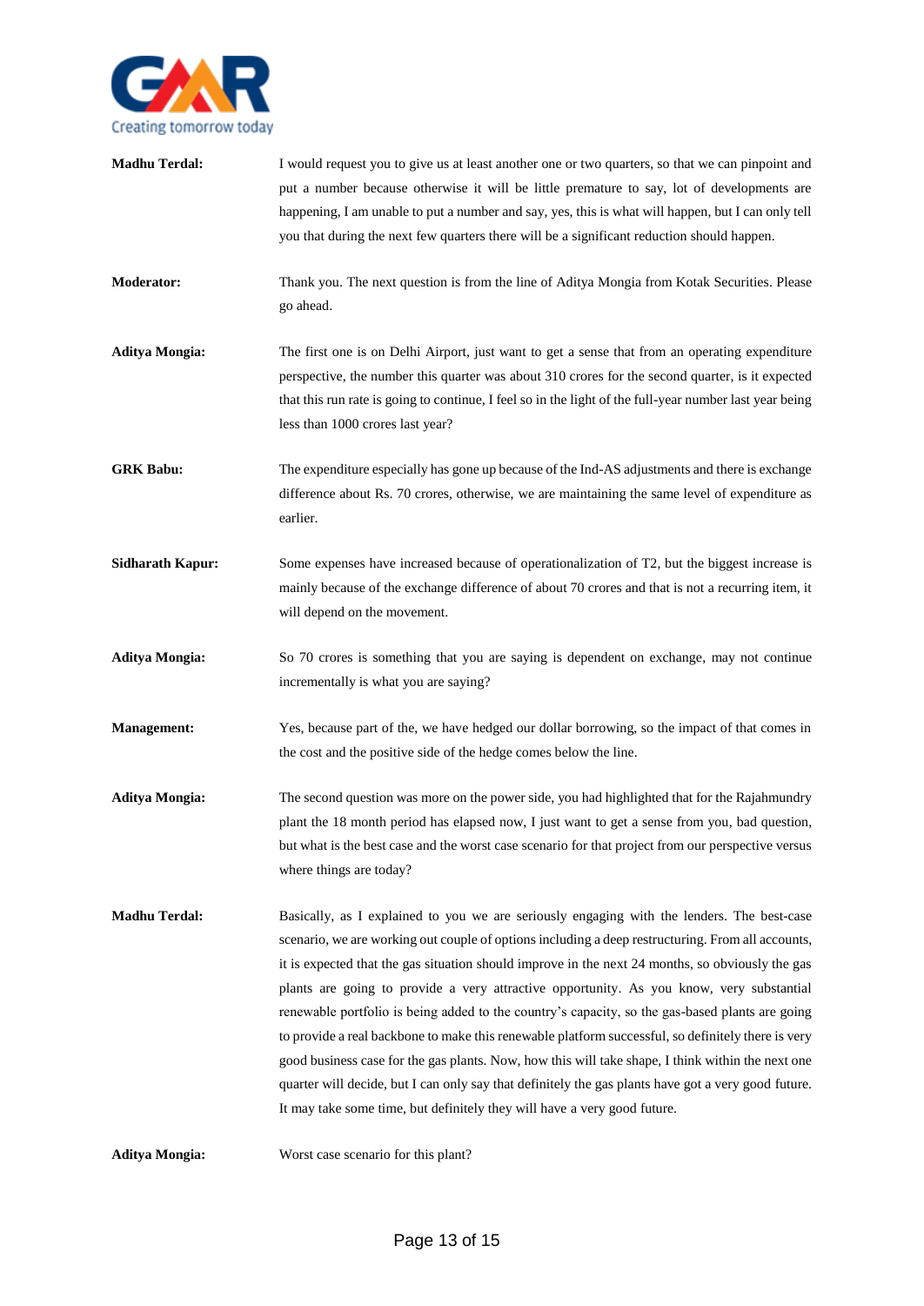**Madhu Terdal:** I would request you to give us at least another one or two quarters, so that we can pinpoint and put a number because otherwise it will be little premature to say, lot of developments are happening, I am unable to put a number and say, yes, this is what will happen, but I can only tell you that during the next few quarters there will be a significant reduction should happen.

**Moderator:** Thank you. The next question is from the line of Aditya Mongia from Kotak Securities. Please go ahead.

**Aditya Mongia:** The first one is on Delhi Airport, just want to get a sense that from an operating expenditure perspective, the number this quarter was about 310 crores for the second quarter, is it expected that this run rate is going to continue, I feel so in the light of the full-year number last year being less than 1000 crores last year?

**GRK Babu:** The expenditure especially has gone up because of the Ind-AS adjustments and there is exchange difference about Rs. 70 crores, otherwise, we are maintaining the same level of expenditure as earlier.

**Sidharath Kapur:** Some expenses have increased because of operationalization of T2, but the biggest increase is mainly because of the exchange difference of about 70 crores and that is not a recurring item, it will depend on the movement.

**Aditya Mongia:** So 70 crores is something that you are saying is dependent on exchange, may not continue incrementally is what you are saying?

**Management:** Yes, because part of the, we have hedged our dollar borrowing, so the impact of that comes in the cost and the positive side of the hedge comes below the line.

**Aditya Mongia:** The second question was more on the power side, you had highlighted that for the Rajahmundry plant the 18 month period has elapsed now, I just want to get a sense from you, bad question, but what is the best case and the worst case scenario for that project from our perspective versus where things are today?

**Madhu Terdal:** Basically, as I explained to you we are seriously engaging with the lenders. The best-case scenario, we are working out couple of options including a deep restructuring. From all accounts, it is expected that the gas situation should improve in the next 24 months, so obviously the gas plants are going to provide a very attractive opportunity. As you know, very substantial renewable portfolio is being added to the country's capacity, so the gas-based plants are going to provide a real backbone to make this renewable platform successful, so definitely there is very good business case for the gas plants. Now, how this will take shape, I think within the next one quarter will decide, but I can only say that definitely the gas plants have got a very good future. It may take some time, but definitely they will have a very good future.

**Aditya Mongia:** Worst case scenario for this plant?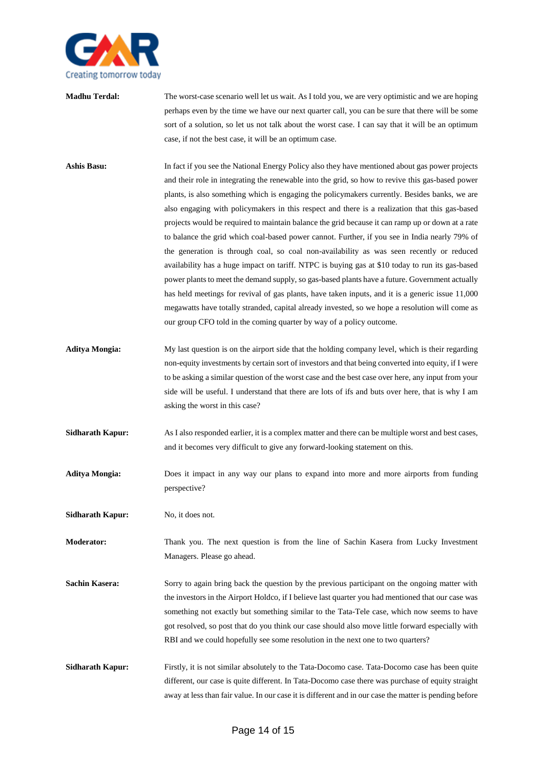**Madhu Terdal:** The worst-case scenario well let us wait. As I told you, we are very optimistic and we are hoping perhaps even by the time we have our next quarter call, you can be sure that there will be some sort of a solution, so let us not talk about the worst case. I can say that it will be an optimum case, if not the best case, it will be an optimum case.

**Ashis Basu:** In fact if you see the National Energy Policy also they have mentioned about gas power projects and their role in integrating the renewable into the grid, so how to revive this gas-based power plants, is also something which is engaging the policymakers currently. Besides banks, we are also engaging with policymakers in this respect and there is a realization that this gas-based projects would be required to maintain balance the grid because it can ramp up or down at a rate to balance the grid which coal-based power cannot. Further, if you see in India nearly 79% of the generation is through coal, so coal non-availability as was seen recently or reduced availability has a huge impact on tariff. NTPC is buying gas at $10 today to run its gas-based power plants to meet the demand supply, so gas-based plants have a future. Government actually has held meetings for revival of gas plants, have taken inputs, and it is a generic issue 11,000 megawatts have totally stranded, capital already invested, so we hope a resolution will come as our group CFO told in the coming quarter by way of a policy outcome.

**Aditya Mongia:** My last question is on the airport side that the holding company level, which is their regarding non-equity investments by certain sort of investors and that being converted into equity, if I were to be asking a similar question of the worst case and the best case over here, any input from your side will be useful. I understand that there are lots of ifs and buts over here, that is why I am asking the worst in this case?

**Sidharath Kapur:** As I also responded earlier, it is a complex matter and there can be multiple worst and best cases, and it becomes very difficult to give any forward-looking statement on this.

**Aditya Mongia:** Does it impact in any way our plans to expand into more and more airports from funding perspective?

**Sidharath Kapur:** No, it does not.

**Moderator:** Thank you. The next question is from the line of Sachin Kasera from Lucky Investment Managers. Please go ahead.

**Sachin Kasera:** Sorry to again bring back the question by the previous participant on the ongoing matter with the investors in the Airport Holdco, if I believe last quarter you had mentioned that our case was something not exactly but something similar to the Tata-Tele case, which now seems to have got resolved, so post that do you think our case should also move little forward especially with RBI and we could hopefully see some resolution in the next one to two quarters?

**Sidharath Kapur:** Firstly, it is not similar absolutely to the Tata-Docomo case. Tata-Docomo case has been quite different, our case is quite different. In Tata-Docomo case there was purchase of equity straight away at less than fair value. In our case it is different and in our case the matter is pending before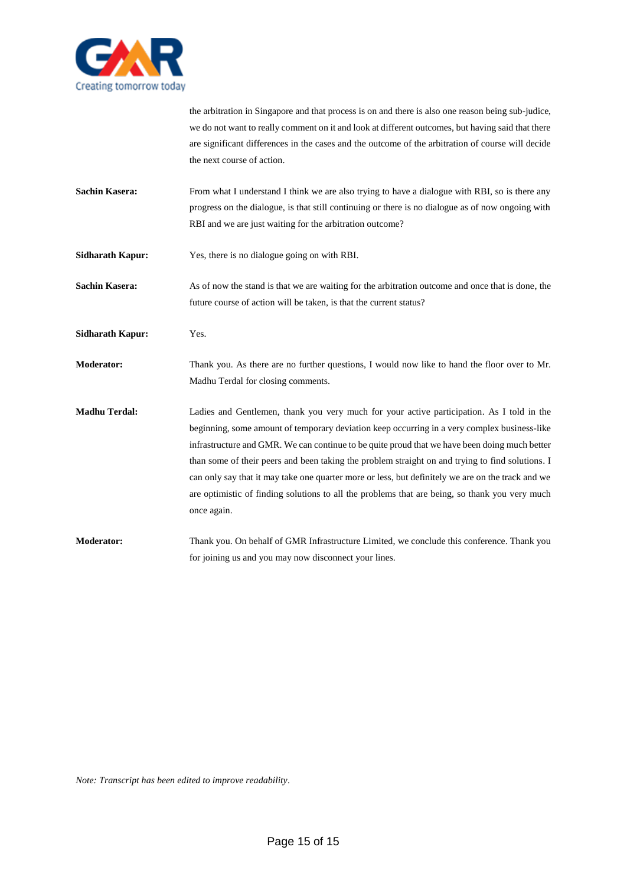the arbitration in Singapore and that process is on and there is also one reason being sub-judice, we do not want to really comment on it and look at different outcomes, but having said that there are significant differences in the cases and the outcome of the arbitration of course will decide the next course of action.

**Sachin Kasera:** From what I understand I think we are also trying to have a dialogue with RBI, so is there any progress on the dialogue, is that still continuing or there is no dialogue as of now ongoing with RBI and we are just waiting for the arbitration outcome?

**Sidharath Kapur:** Yes, there is no dialogue going on with RBI.

**Sachin Kasera:** As of now the stand is that we are waiting for the arbitration outcome and once that is done, the future course of action will be taken, is that the current status?

**Sidharath Kapur:** Yes.

**Moderator:** Thank you. As there are no further questions, I would now like to hand the floor over to Mr. Madhu Terdal for closing comments.

**Madhu Terdal:** Ladies and Gentlemen, thank you very much for your active participation. As I told in the beginning, some amount of temporary deviation keep occurring in a very complex business-like infrastructure and GMR. We can continue to be quite proud that we have been doing much better than some of their peers and been taking the problem straight on and trying to find solutions. I can only say that it may take one quarter more or less, but definitely we are on the track and we are optimistic of finding solutions to all the problems that are being, so thank you very much once again.

**Moderator:** Thank you. On behalf of GMR Infrastructure Limited, we conclude this conference. Thank you for joining us and you may now disconnect your lines.

*Note: Transcript has been edited to improve readability*.